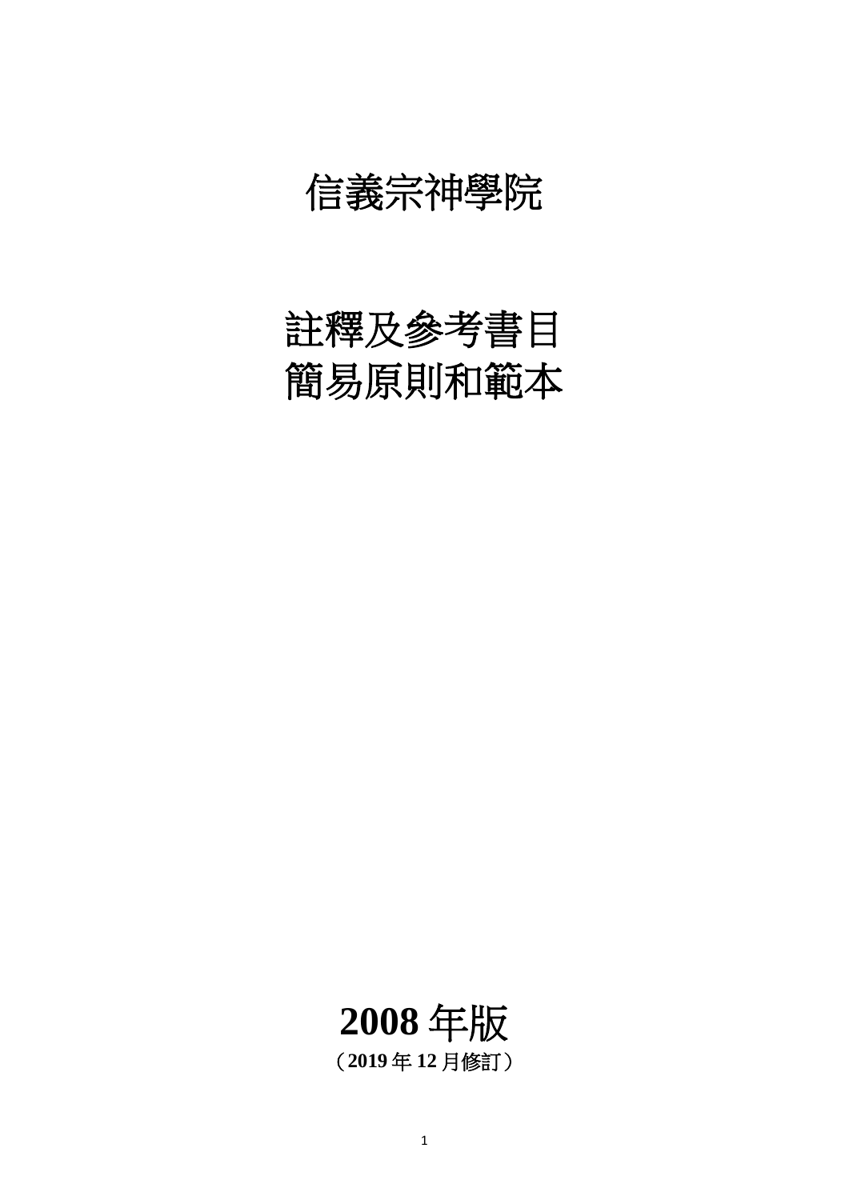# 信義宗神學院

# 註釋及參考書目
# 簡易原則和範本

## 2008 年版

（**2019** 年 **12** 月修訂）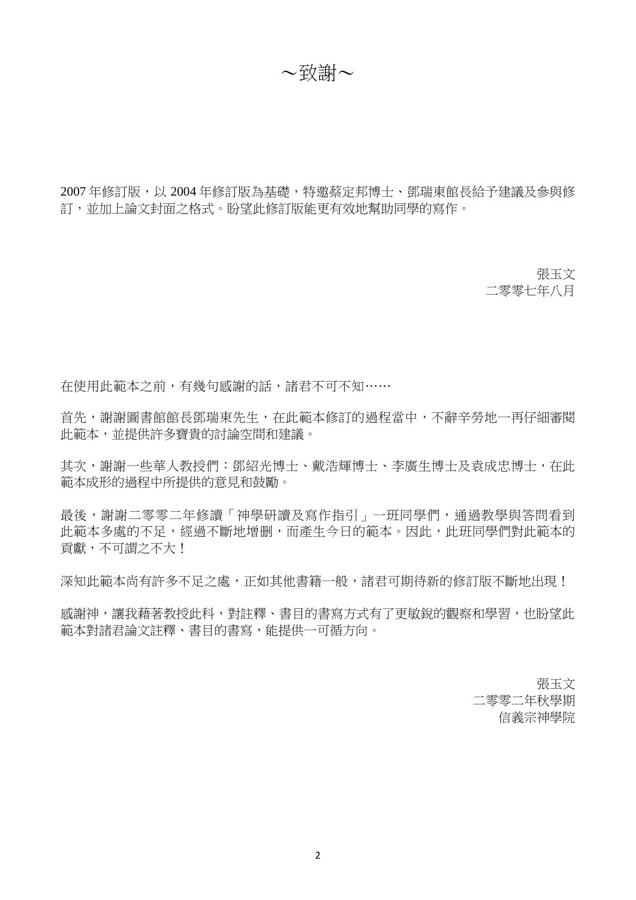# ～致謝～

2007 年修訂版，以 2004 年修訂版為基礎，特邀蔡定邦博士、鄧瑞東館長給予建議及參與修訂，並加上論文封面之格式。盼望此修訂版能更有效地幫助同學的寫作。

張玉文
二零零七年八月

在使用此範本之前，有幾句感謝的話，諸君不可不知……

首先，謝謝圖書館館長鄧瑞東先生，在此範本修訂的過程當中，不辭辛勞地一再仔細審閱此範本，並提供許多寶貴的討論空間和建議。

其次，謝謝一些華人教授們：鄧紹光博士、戴浩輝博士、李廣生博士及袁成忠博士，在此範本成形的過程中所提供的意見和鼓勵。

最後，謝謝二零零二年修讀「神學研讀及寫作指引」一班同學們，通過教學與答問看到此範本多處的不足，經過不斷地增刪，而產生今日的範本。因此，此班同學們對此範本的貢獻，不可謂之不大！

深知此範本尚有許多不足之處，正如其他書籍一般，諸君可期待新的修訂版不斷地出現！

感謝神，讓我藉著教授此科，對註釋、書目的書寫方式有了更敏銳的觀察和學習，也盼望此範本對諸君論文註釋、書目的書寫，能提供一可循方向。

張玉文
二零零二年秋學期
信義宗神學院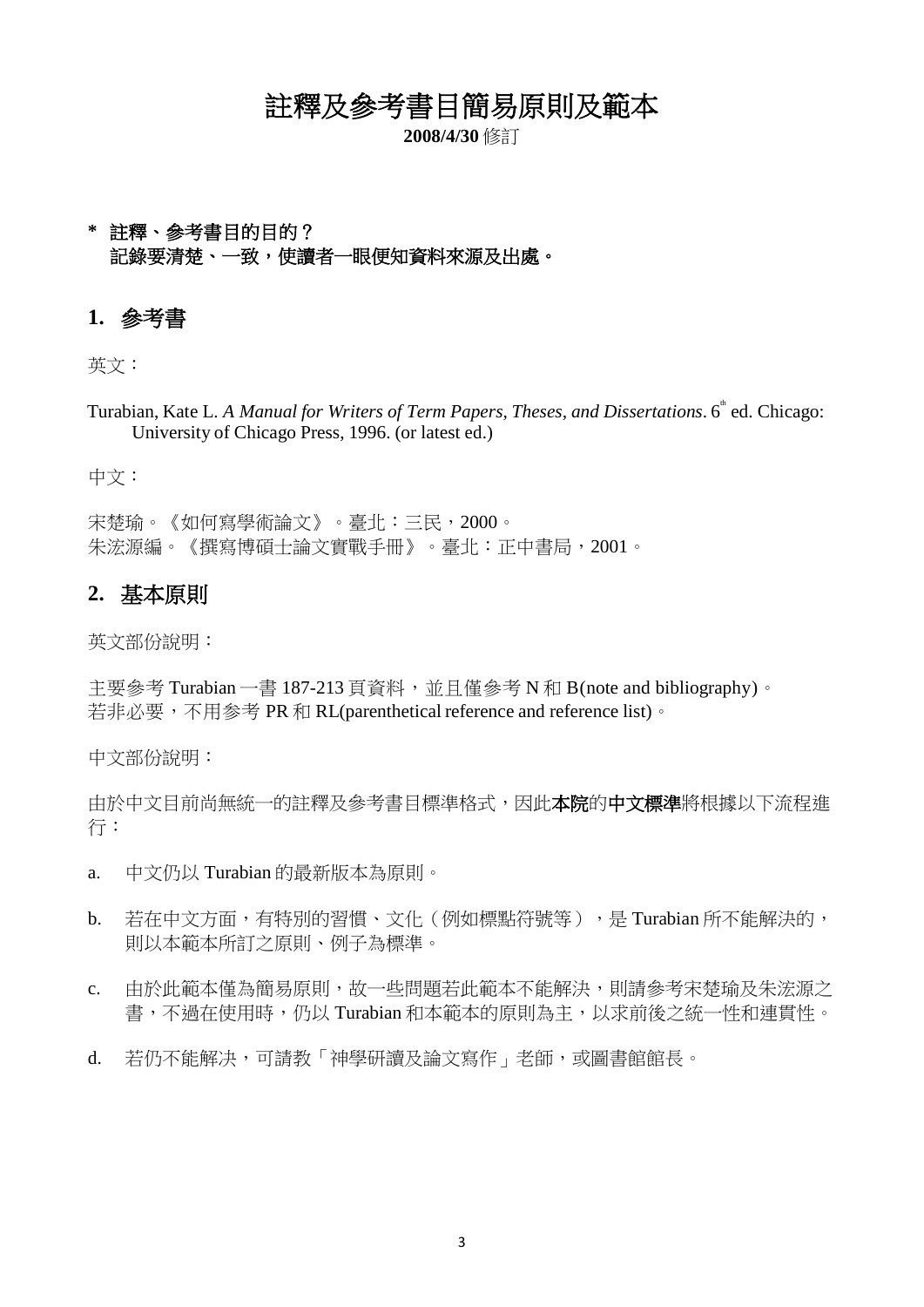# 註釋及參考書目簡易原則及範本

**2008/4/30** 修訂

**\* 註釋、參考書目的目的？**
**記錄要清楚、一致，使讀者一眼便知資料來源及出處。**

## 1. 參考書

英文：

Turabian, Kate L. *A Manual for Writers of Term Papers, Theses, and Dissertations*. 6th ed. Chicago: University of Chicago Press, 1996. (or latest ed.)

中文：

宋楚瑜。《如何寫學術論文》。臺北：三民，2000。
朱浤源編。《撰寫博碩士論文實戰手冊》。臺北：正中書局，2001。

## 2. 基本原則

英文部份說明：

主要參考 Turabian 一書 187-213 頁資料，並且僅參考 N 和 B(note and bibliography)。
若非必要，不用參考 PR 和 RL(parenthetical reference and reference list)。

中文部份說明：

由於中文目前尚無統一的註釋及參考書目標準格式，因此**本院**的**中文標準**將根據以下流程進行：

a. 中文仍以 Turabian 的最新版本為原則。

b. 若在中文方面，有特別的習慣、文化（例如標點符號等），是 Turabian 所不能解決的，則以本範本所訂之原則、例子為標準。

c. 由於此範本僅為簡易原則，故一些問題若此範本不能解決，則請參考宋楚瑜及朱浤源之書，不過在使用時，仍以 Turabian 和本範本的原則為主，以求前後之統一性和連貫性。

d. 若仍不能解決，可請教「神學研讀及論文寫作」老師，或圖書館館長。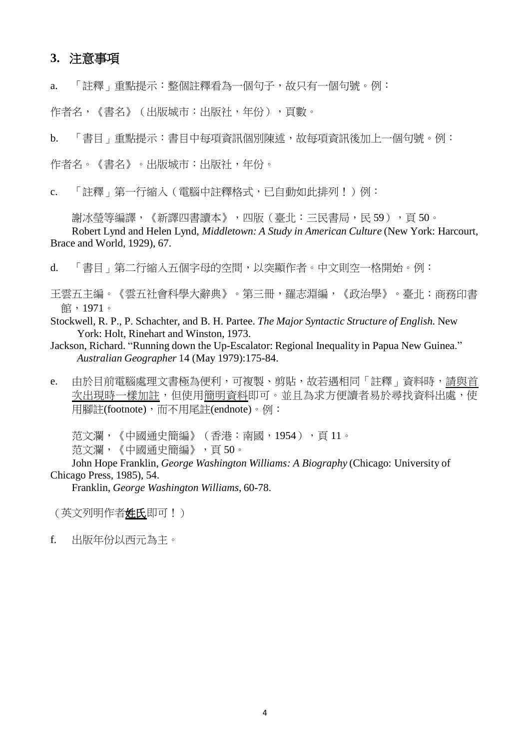## 3. 注意事項

a. 「註釋」重點提示：整個註釋看為一個句子，故只有一個句號。例：

作者名，《書名》（出版城市：出版社，年份），頁數。

b. 「書目」重點提示：書目中每項資訊個別陳述，故每項資訊後加上一個句號。例：

作者名。《書名》。出版城市：出版社，年份。

c. 「註釋」第一行縮入（電腦中註釋格式，已自動如此排列！）例：

謝冰瑩等編譯，《新譯四書讀本》，四版（臺北：三民書局，民 59），頁 50。

Robert Lynd and Helen Lynd, *Middletown: A Study in American Culture* (New York: Harcourt, Brace and World, 1929), 67.

d. 「書目」第二行縮入五個字母的空間，以突顯作者。中文則空一格開始。例：

王雲五主編。《雲五社會科學大辭典》。第三冊，羅志淵編，《政治學》。臺北：商務印書館，1971。

Stockwell, R. P., P. Schachter, and B. H. Partee. *The Major Syntactic Structure of English.* New York: Holt, Rinehart and Winston, 1973.

Jackson, Richard. "Running down the Up-Escalator: Regional Inequality in Papua New Guinea." *Australian Geographer* 14 (May 1979):175-84.

e. 由於目前電腦處理文書極為便利，可複製、剪貼，故若遇相同「註釋」資料時，<u>請與首次出現時一樣加註</u>，但使用<u>簡明資料</u>即可。並且為求方便讀者易於尋找資料出處，使用腳註(footnote)，而不用尾註(endnote)。例：

范文瀾，《中國通史簡編》（香港：南國，1954），頁 11。

范文瀾，《中國通史簡編》，頁 50。

John Hope Franklin, *George Washington Williams: A Biography* (Chicago: University of Chicago Press, 1985), 54.

Franklin, *George Washington Williams*, 60-78.

（英文列明作者<u>**姓氏**</u>即可！）

f. 出版年份以西元為主。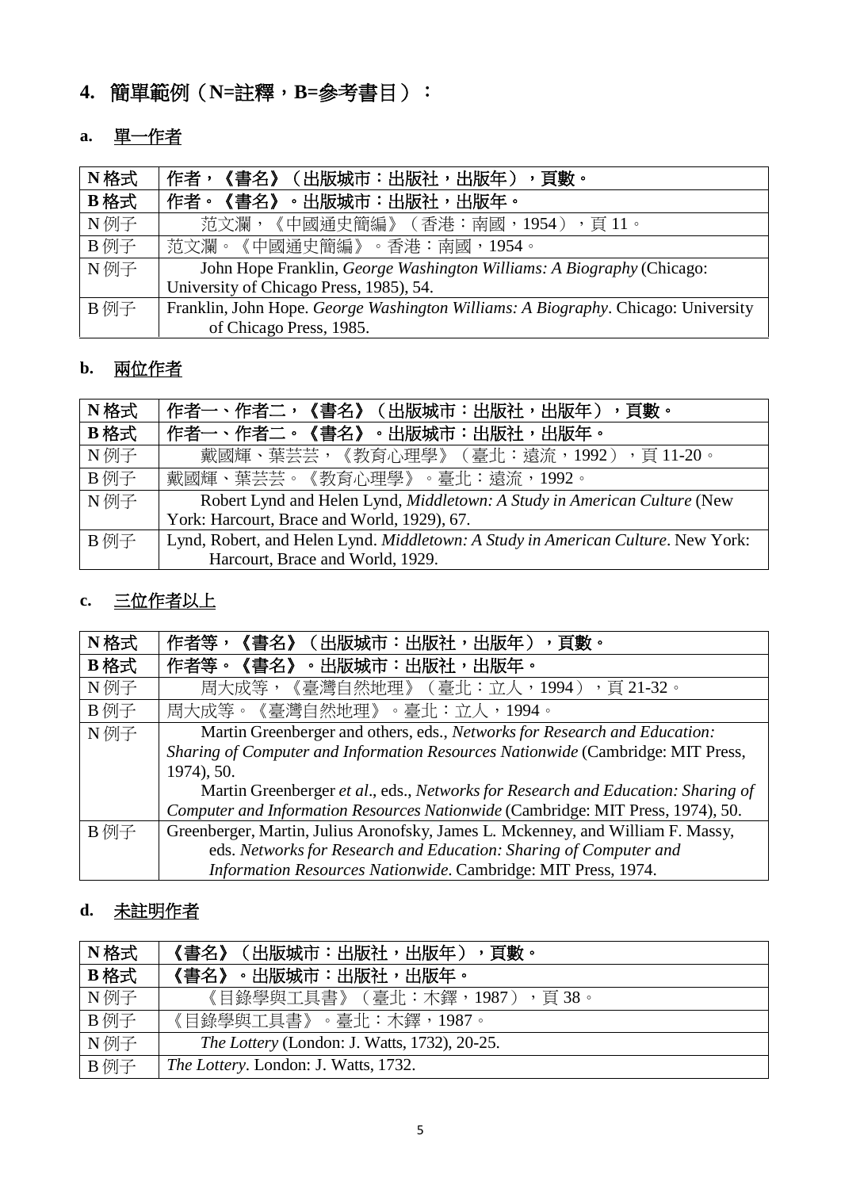## 4. 簡單範例（N=註釋，B=參考書目）：

### a. 單一作者

| N 格式 | 作者，《書名》（出版城市：出版社，出版年），頁數。 |
|---|---|
| **B 格式** | **作者。《書名》。出版城市：出版社，出版年。** |
| N 例子 | 范文瀾，《中國通史簡編》（香港：南國，1954），頁 11。 |
| B 例子 | 范文瀾。《中國通史簡編》。香港：南國，1954。 |
| N 例子 | John Hope Franklin, *George Washington Williams: A Biography* (Chicago: University of Chicago Press, 1985), 54. |
| B 例子 | Franklin, John Hope. *George Washington Williams: A Biography*. Chicago: University of Chicago Press, 1985. |

### b. 兩位作者

| N 格式 | 作者一、作者二，《書名》（出版城市：出版社，出版年），頁數。 |
|---|---|
| **B 格式** | **作者一、作者二。《書名》。出版城市：出版社，出版年。** |
| N 例子 | 戴國輝、葉芸芸，《教育心理學》（臺北：遠流，1992），頁 11-20。 |
| B 例子 | 戴國輝、葉芸芸。《教育心理學》。臺北：遠流，1992。 |
| N 例子 | Robert Lynd and Helen Lynd, *Middletown: A Study in American Culture* (New York: Harcourt, Brace and World, 1929), 67. |
| B 例子 | Lynd, Robert, and Helen Lynd. *Middletown: A Study in American Culture*. New York: Harcourt, Brace and World, 1929. |

### c. 三位作者以上

| N 格式 | 作者等，《書名》（出版城市：出版社，出版年），頁數。 |
|---|---|
| **B 格式** | **作者等。《書名》。出版城市：出版社，出版年。** |
| N 例子 | 周大成等，《臺灣自然地理》（臺北：立人，1994），頁 21-32。 |
| B 例子 | 周大成等。《臺灣自然地理》。臺北：立人，1994。 |
| N 例子 | Martin Greenberger and others, eds., *Networks for Research and Education: Sharing of Computer and Information Resources Nationwide* (Cambridge: MIT Press, 1974), 50.<br>Martin Greenberger *et al*., eds., *Networks for Research and Education: Sharing of Computer and Information Resources Nationwide* (Cambridge: MIT Press, 1974), 50. |
| B 例子 | Greenberger, Martin, Julius Aronofsky, James L. Mckenney, and William F. Massy, eds. *Networks for Research and Education: Sharing of Computer and Information Resources Nationwide*. Cambridge: MIT Press, 1974. |

### d. 未註明作者

| N 格式 | 《書名》（出版城市：出版社，出版年），頁數。 |
|---|---|
| **B 格式** | **《書名》。出版城市：出版社，出版年。** |
| N 例子 | 《目錄學與工具書》（臺北：木鐸，1987），頁 38。 |
| B 例子 | 《目錄學與工具書》。臺北：木鐸，1987。 |
| N 例子 | *The Lottery* (London: J. Watts, 1732), 20-25. |
| B 例子 | *The Lottery*. London: J. Watts, 1732. |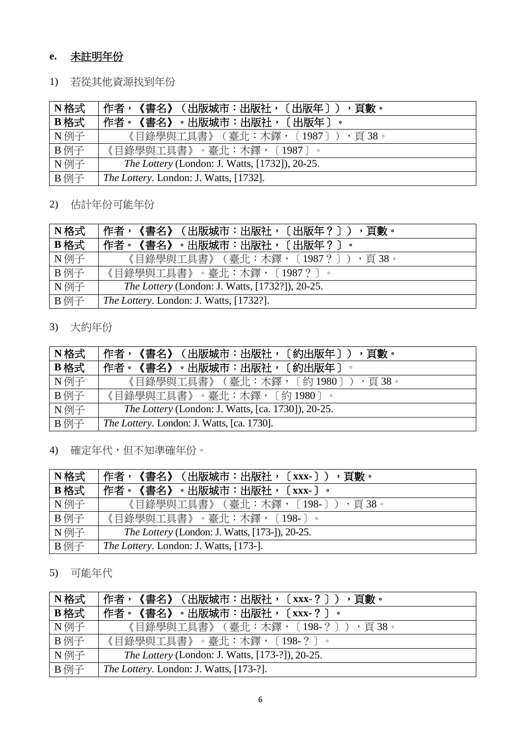### e. <u>未註明年份</u>

1) 若從其他資源找到年份

| N 格式 | **作者，《書名》（出版城市：出版社，〔出版年〕），頁數。** |
|---|---|
| **B 格式** | **作者。《書名》。出版城市：出版社，〔出版年〕。** |
| N 例子 | 《目錄學與工具書》（臺北：木鐸，〔1987〕），頁 38。 |
| B 例子 | 《目錄學與工具書》。臺北：木鐸，〔1987〕。 |
| N 例子 | *The Lottery* (London: J. Watts, [1732]), 20-25. |
| B 例子 | *The Lottery*. London: J. Watts, [1732]. |

2) 估計年份可能年份

| N 格式 | **作者，《書名》（出版城市：出版社，〔出版年？〕），頁數。** |
|---|---|
| **B 格式** | **作者。《書名》。出版城市：出版社，〔出版年？〕。** |
| N 例子 | 《目錄學與工具書》（臺北：木鐸，〔1987？〕），頁 38。 |
| B 例子 | 《目錄學與工具書》。臺北：木鐸，〔1987？〕。 |
| N 例子 | *The Lottery* (London: J. Watts, [1732?]), 20-25. |
| B 例子 | *The Lottery*. London: J. Watts, [1732?]. |

3) 大約年份

| N 格式 | **作者，《書名》（出版城市：出版社，〔約出版年〕），頁數。** |
|---|---|
| **B 格式** | **作者。《書名》。出版城市：出版社，〔約出版年〕。** |
| N 例子 | 《目錄學與工具書》（臺北：木鐸，〔約 1980〕），頁 38。 |
| B 例子 | 《目錄學與工具書》。臺北：木鐸，〔約 1980〕。 |
| N 例子 | *The Lottery* (London: J. Watts, [ca. 1730]), 20-25. |
| B 例子 | *The Lottery*. London: J. Watts, [ca. 1730]. |

4) 確定年代，但不知準確年份。

| N 格式 | **作者，《書名》（出版城市：出版社，〔xxx-〕），頁數。** |
|---|---|
| **B 格式** | **作者。《書名》。出版城市：出版社，〔xxx-〕。** |
| N 例子 | 《目錄學與工具書》（臺北：木鐸，〔198-〕），頁 38。 |
| B 例子 | 《目錄學與工具書》。臺北：木鐸，〔198-〕。 |
| N 例子 | *The Lottery* (London: J. Watts, [173-]), 20-25. |
| B 例子 | *The Lottery*. London: J. Watts, [173-]. |

5) 可能年代

| N 格式 | **作者，《書名》（出版城市：出版社，〔xxx-？〕），頁數。** |
|---|---|
| **B 格式** | **作者。《書名》。出版城市：出版社，〔xxx-？〕。** |
| N 例子 | 《目錄學與工具書》（臺北：木鐸，〔198-？〕），頁 38。 |
| B 例子 | 《目錄學與工具書》。臺北：木鐸，〔198-？〕。 |
| N 例子 | *The Lottery* (London: J. Watts, [173-?]), 20-25. |
| B 例子 | *The Lottery*. London: J. Watts, [173-?]. |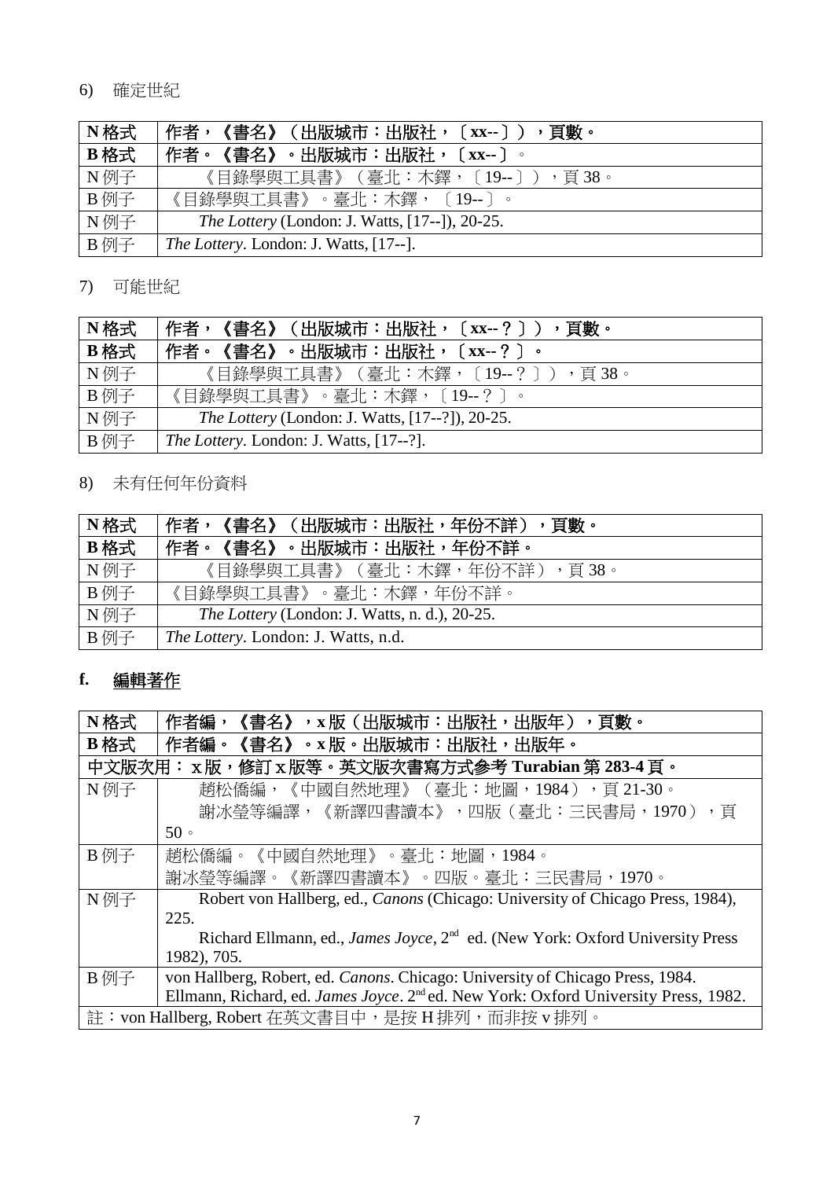6) 確定世紀

| N格式 | 作者，《書名》（出版城市：出版社，〔xx--〕），頁數。 |
|---|---|
| B格式 | 作者。《書名》。出版城市：出版社，〔xx--〕。 |
| N例子 | 《目錄學與工具書》（臺北：木鐸，〔19--〕），頁 38。 |
| B例子 | 《目錄學與工具書》。臺北：木鐸，〔19--〕。 |
| N例子 | *The Lottery* (London: J. Watts, [17--]), 20-25. |
| B例子 | *The Lottery*. London: J. Watts, [17--]. |

7) 可能世紀

| N格式 | 作者，《書名》（出版城市：出版社，〔xx--？〕），頁數。 |
|---|---|
| B格式 | 作者。《書名》。出版城市：出版社，〔xx--？〕。 |
| N例子 | 《目錄學與工具書》（臺北：木鐸，〔19--？〕），頁 38。 |
| B例子 | 《目錄學與工具書》。臺北：木鐸，〔19--？〕。 |
| N例子 | *The Lottery* (London: J. Watts, [17--?]), 20-25. |
| B例子 | *The Lottery*. London: J. Watts, [17--?]. |

8) 未有任何年份資料

| N格式 | 作者，《書名》（出版城市：出版社，年份不詳），頁數。 |
|---|---|
| B格式 | 作者。《書名》。出版城市：出版社，年份不詳。 |
| N例子 | 《目錄學與工具書》（臺北：木鐸，年份不詳），頁 38。 |
| B例子 | 《目錄學與工具書》。臺北：木鐸，年份不詳。 |
| N例子 | *The Lottery* (London: J. Watts, n. d.), 20-25. |
| B例子 | *The Lottery*. London: J. Watts, n.d. |

### f. 編輯著作

| N格式 | 作者編，《書名》，x版（出版城市：出版社，出版年），頁數。 |
|---|---|
| B格式 | 作者編。《書名》。x版。出版城市：出版社，出版年。 |
| 中文版次用：x版，修訂x版等。英文版次書寫方式參考 Turabian 第 283-4 頁。 | |
| N例子 | 趙松僑編，《中國自然地理》（臺北：地圖，1984），頁 21-30。<br>謝冰瑩等編譯，《新譯四書讀本》，四版（臺北：三民書局，1970），頁 50。 |
| B例子 | 趙松僑編。《中國自然地理》。臺北：地圖，1984。<br>謝冰瑩等編譯。《新譯四書讀本》。四版。臺北：三民書局，1970。 |
| N例子 | Robert von Hallberg, ed., *Canons* (Chicago: University of Chicago Press, 1984), 225.<br>Richard Ellmann, ed., *James Joyce*, 2nd ed. (New York: Oxford University Press 1982), 705. |
| B例子 | von Hallberg, Robert, ed. *Canons*. Chicago: University of Chicago Press, 1984.<br>Ellmann, Richard, ed. *James Joyce*. 2nd ed. New York: Oxford University Press, 1982. |
| 註：von Hallberg, Robert 在英文書目中，是按 H 排列，而非按 v 排列。 | |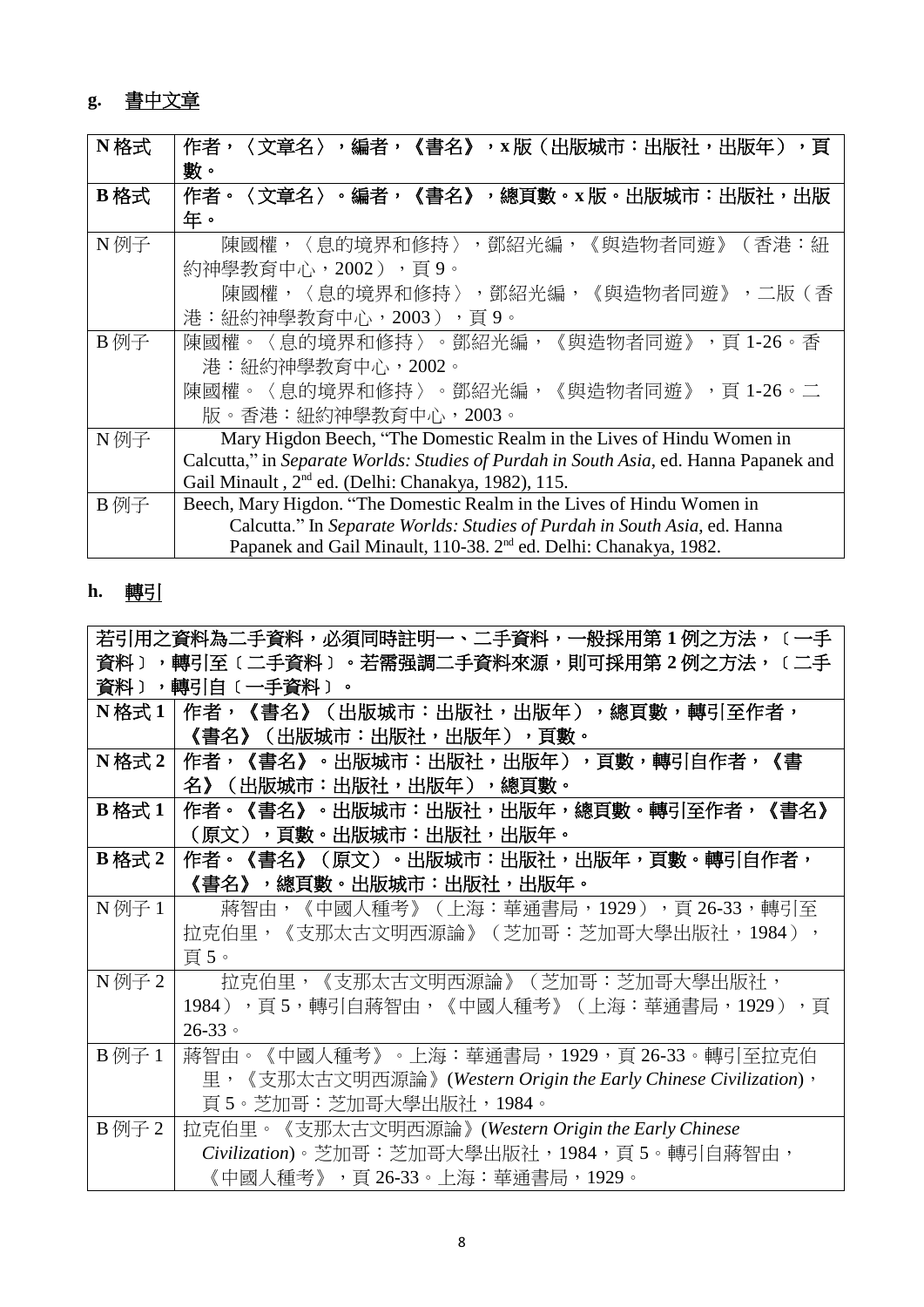## g. 書中文章

| | |
|---|---|
| **N 格式** | **作者，〈文章名〉，編者，《書名》，x 版（出版城市：出版社，出版年），頁數。** |
| **B 格式** | **作者。〈文章名〉。編者，《書名》，總頁數。x 版。出版城市：出版社，出版年。** |
| N 例子 | 陳國權，〈息的境界和修持〉，鄧紹光編，《與造物者同遊》（香港：紐約神學教育中心，2002），頁 9。<br>陳國權，〈息的境界和修持〉，鄧紹光編，《與造物者同遊》，二版（香港：紐約神學教育中心，2003），頁 9。 |
| B 例子 | 陳國權。〈息的境界和修持〉。鄧紹光編，《與造物者同遊》，頁 1-26。香港：紐約神學教育中心，2002。<br>陳國權。〈息的境界和修持〉。鄧紹光編，《與造物者同遊》，頁 1-26。二版。香港：紐約神學教育中心，2003。 |
| N 例子 | Mary Higdon Beech, "The Domestic Realm in the Lives of Hindu Women in Calcutta," in *Separate Worlds: Studies of Purdah in South Asia*, ed. Hanna Papanek and Gail Minault , 2nd ed. (Delhi: Chanakya, 1982), 115. |
| B 例子 | Beech, Mary Higdon. "The Domestic Realm in the Lives of Hindu Women in Calcutta." In *Separate Worlds: Studies of Purdah in South Asia*, ed. Hanna Papanek and Gail Minault, 110-38. 2nd ed. Delhi: Chanakya, 1982. |

## h. 轉引

| | |
|---|---|
| **若引用之資料為二手資料，必須同時註明一、二手資料，一般採用第 1 例之方法，〔一手資料〕，轉引至〔二手資料〕。若需强調二手資料來源，則可採用第 2 例之方法，〔二手資料〕，轉引自〔一手資料〕。** | |
| **N 格式 1** | **作者，《書名》（出版城市：出版社，出版年），總頁數，轉引至作者，《書名》（出版城市：出版社，出版年），頁數。** |
| **N 格式 2** | **作者，《書名》。出版城市：出版社，出版年），頁數，轉引自作者，《書名》（出版城市：出版社，出版年），總頁數。** |
| **B 格式 1** | **作者。《書名》。出版城市：出版社，出版年，總頁數。轉引至作者，《書名》（原文），頁數。出版城市：出版社，出版年。** |
| **B 格式 2** | **作者。《書名》（原文）。出版城市：出版社，出版年，頁數。轉引自作者，《書名》，總頁數。出版城市：出版社，出版年。** |
| N 例子 1 | 蔣智由，《中國人種考》（上海：華通書局，1929），頁 26-33，轉引至拉克伯里，《支那太古文明西源論》（芝加哥：芝加哥大學出版社，1984），頁 5。 |
| N 例子 2 | 拉克伯里，《支那太古文明西源論》（芝加哥：芝加哥大學出版社，1984），頁 5，轉引自蔣智由，《中國人種考》（上海：華通書局，1929），頁 26-33。 |
| B 例子 1 | 蔣智由。《中國人種考》。上海：華通書局，1929，頁 26-33。轉引至拉克伯里，《支那太古文明西源論》(*Western Origin the Early Chinese Civilization*)，頁 5。芝加哥：芝加哥大學出版社，1984。 |
| B 例子 2 | 拉克伯里。《支那太古文明西源論》(*Western Origin the Early Chinese Civilization*)。芝加哥：芝加哥大學出版社，1984，頁 5。轉引自蔣智由，《中國人種考》，頁 26-33。上海：華通書局，1929。 |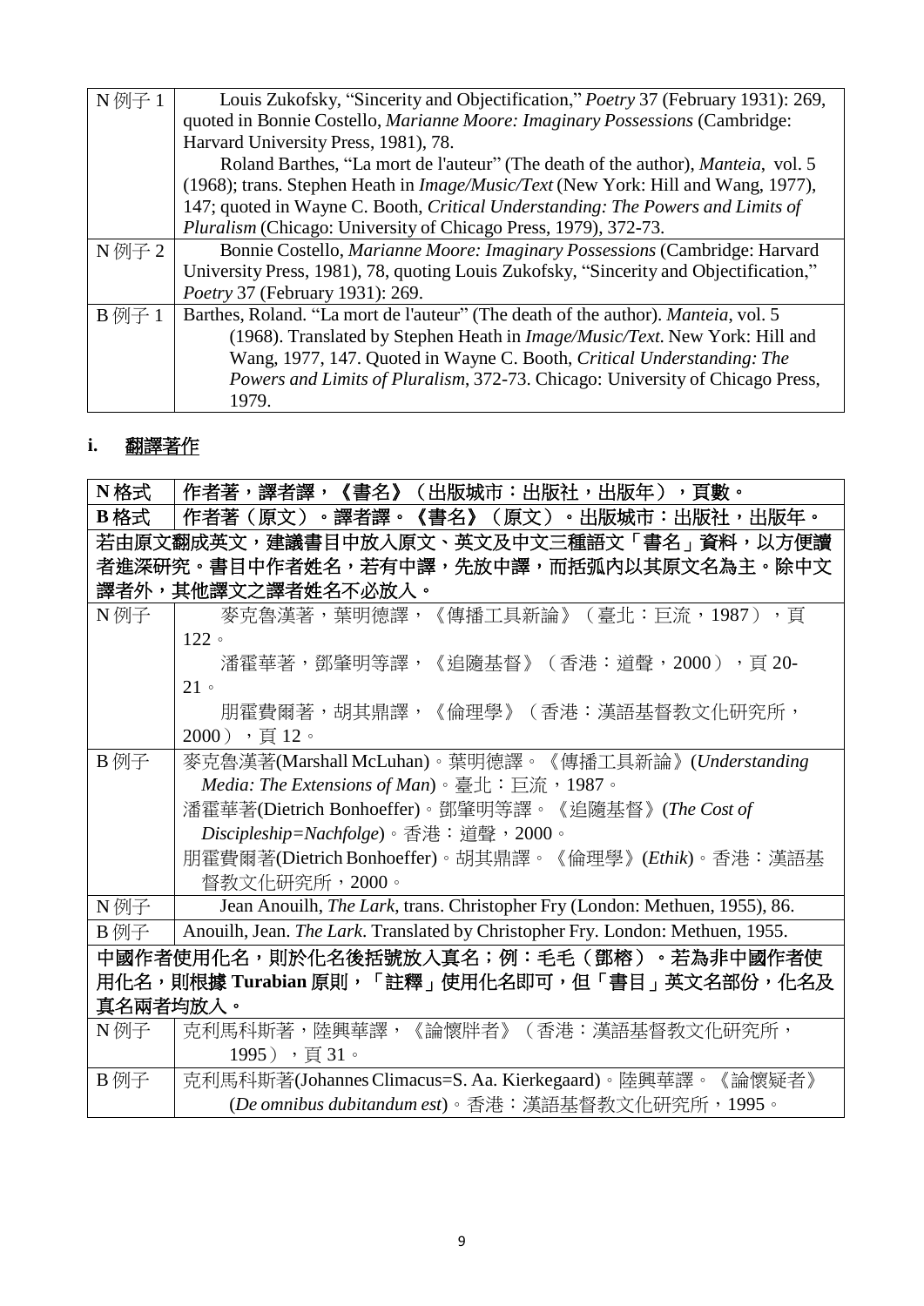| | |
|---|---|
| N 例子 1 | Louis Zukofsky, "Sincerity and Objectification," *Poetry* 37 (February 1931): 269, quoted in Bonnie Costello, *Marianne Moore: Imaginary Possessions* (Cambridge: Harvard University Press, 1981), 78.<br>Roland Barthes, "La mort de l'auteur" (The death of the author), *Manteia*, vol. 5 (1968); trans. Stephen Heath in *Image/Music/Text* (New York: Hill and Wang, 1977), 147; quoted in Wayne C. Booth, *Critical Understanding: The Powers and Limits of Pluralism* (Chicago: University of Chicago Press, 1979), 372-73. |
| N 例子 2 | Bonnie Costello, *Marianne Moore: Imaginary Possessions* (Cambridge: Harvard University Press, 1981), 78, quoting Louis Zukofsky, "Sincerity and Objectification," *Poetry* 37 (February 1931): 269. |
| B 例子 1 | Barthes, Roland. "La mort de l'auteur" (The death of the author). *Manteia*, vol. 5 (1968). Translated by Stephen Heath in *Image/Music/Text*. New York: Hill and Wang, 1977, 147. Quoted in Wayne C. Booth, *Critical Understanding: The Powers and Limits of Pluralism*, 372-73. Chicago: University of Chicago Press, 1979. |

### i. 翻譯著作

| | |
|---|---|
| **N 格式** | **作者著，譯者譯，《書名》（出版城市：出版社，出版年），頁數。** |
| **B 格式** | **作者著（原文）。譯者譯。《書名》（原文）。出版城市：出版社，出版年。** |
| **若由原文翻成英文，建議書目中放入原文、英文及中文三種語文「書名」資料，以方便讀者進深研究。書目中作者姓名，若有中譯，先放中譯，而括弧內以其原文名為主。除中文譯者外，其他譯文之譯者姓名不必放入。** | |
| N 例子 | 麥克魯漢著，葉明德譯，《傳播工具新論》（臺北：巨流，1987），頁 122。<br>潘霍華著，鄧肇明等譯，《追隨基督》（香港：道聲，2000），頁 20-21。<br>朋霍費爾著，胡其鼎譯，《倫理學》（香港：漢語基督教文化研究所，2000），頁 12。 |
| B 例子 | 麥克魯漢著(Marshall McLuhan)。葉明德譯。《傳播工具新論》(*Understanding Media: The Extensions of Man*)。臺北：巨流，1987。<br>潘霍華著(Dietrich Bonhoeffer)。鄧肇明等譯。《追隨基督》(*The Cost of Discipleship=Nachfolge*)。香港：道聲，2000。<br>朋霍費爾著(Dietrich Bonhoeffer)。胡其鼎譯。《倫理學》(*Ethik*)。香港：漢語基督教文化研究所，2000。 |
| N 例子 | Jean Anouilh, *The Lark*, trans. Christopher Fry (London: Methuen, 1955), 86. |
| B 例子 | Anouilh, Jean. *The Lark*. Translated by Christopher Fry. London: Methuen, 1955. |
| **中國作者使用化名，則於化名後括號放入真名；例：毛毛（鄧榕）。若為非中國作者使用化名，則根據 Turabian 原則，「註釋」使用化名即可，但「書目」英文名部份，化名及真名兩者均放入。** | |
| N 例子 | 克利馬科斯著，陸興華譯，《論懷疑者》（香港：漢語基督教文化研究所，1995），頁 31。 |
| B 例子 | 克利馬科斯著(Johannes Climacus=S. Aa. Kierkegaard)。陸興華譯。《論懷疑者》(*De omnibus dubitandum est*)。香港：漢語基督教文化研究所，1995。 |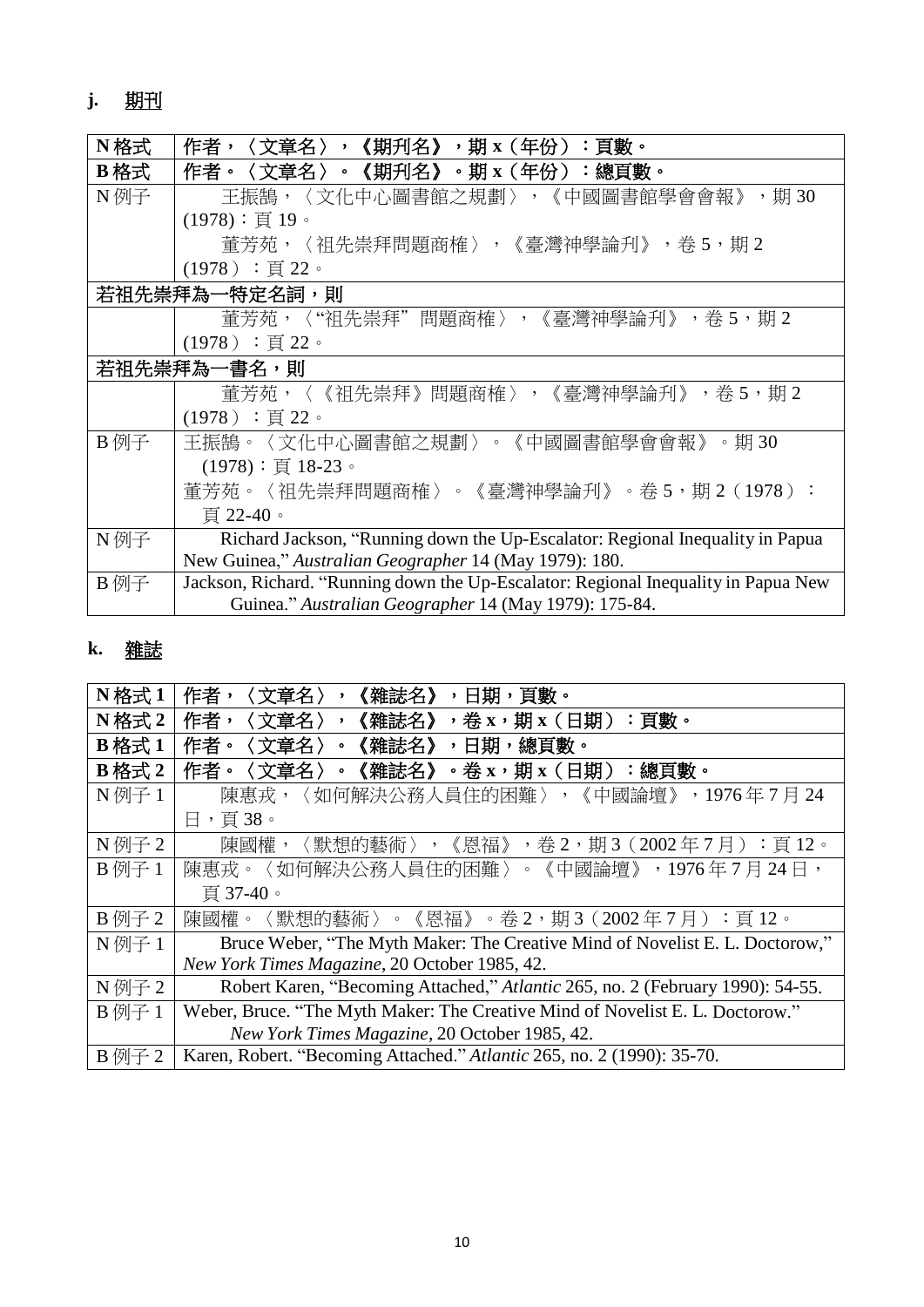**j.** **期刊**

| | |
|---|---|
| **N 格式** | **作者，〈文章名〉，《期刊名》，期 x（年份）：頁數。** |
| **B 格式** | **作者。〈文章名〉。《期刊名》。期 x（年份）：總頁數。** |
| N 例子 | 王振鵠，〈文化中心圖書館之規劃〉，《中國圖書館學會會報》，期 30 (1978)：頁 19。<br>董芳苑，〈祖先崇拜問題商榷〉，《臺灣神學論刊》，卷 5，期 2 (1978)：頁 22。 |
| **若祖先崇拜為一特定名詞，則** | |
| | 董芳苑，〈"祖先崇拜" 問題商榷〉，《臺灣神學論刊》，卷 5，期 2 (1978)：頁 22。 |
| **若祖先崇拜為一書名，則** | |
| | 董芳苑，〈《祖先崇拜》問題商榷〉，《臺灣神學論刊》，卷 5，期 2 (1978)：頁 22。 |
| B 例子 | 王振鵠。〈文化中心圖書館之規劃〉。《中國圖書館學會會報》。期 30 (1978)：頁 18-23。<br>董芳苑。〈祖先崇拜問題商榷〉。《臺灣神學論刊》。卷 5，期 2（1978）：頁 22-40。 |
| N 例子 | Richard Jackson, "Running down the Up-Escalator: Regional Inequality in Papua New Guinea," *Australian Geographer* 14 (May 1979): 180. |
| B 例子 | Jackson, Richard. "Running down the Up-Escalator: Regional Inequality in Papua New Guinea." *Australian Geographer* 14 (May 1979): 175-84. |

**k.** **雜誌**

| | |
|---|---|
| **N 格式 1** | **作者，〈文章名〉，《雜誌名》，日期，頁數。** |
| **N 格式 2** | **作者，〈文章名〉，《雜誌名》，卷 x，期 x（日期）：頁數。** |
| **B 格式 1** | **作者。〈文章名〉。《雜誌名》，日期，總頁數。** |
| **B 格式 2** | **作者。〈文章名〉。《雜誌名》。卷 x，期 x（日期）：總頁數。** |
| N 例子 1 | 陳惠戎，〈如何解決公務人員住的困難〉，《中國論壇》，1976 年 7 月 24 日，頁 38。 |
| N 例子 2 | 陳國權，〈默想的藝術〉，《恩福》，卷 2，期 3（2002 年 7 月）：頁 12。 |
| B 例子 1 | 陳惠戎。〈如何解決公務人員住的困難〉。《中國論壇》，1976 年 7 月 24 日，頁 37-40。 |
| B 例子 2 | 陳國權。〈默想的藝術〉。《恩福》。卷 2，期 3（2002 年 7 月）：頁 12。 |
| N 例子 1 | Bruce Weber, "The Myth Maker: The Creative Mind of Novelist E. L. Doctorow," *New York Times Magazine*, 20 October 1985, 42. |
| N 例子 2 | Robert Karen, "Becoming Attached," *Atlantic* 265, no. 2 (February 1990): 54-55. |
| B 例子 1 | Weber, Bruce. "The Myth Maker: The Creative Mind of Novelist E. L. Doctorow." *New York Times Magazine*, 20 October 1985, 42. |
| B 例子 2 | Karen, Robert. "Becoming Attached." *Atlantic* 265, no. 2 (1990): 35-70. |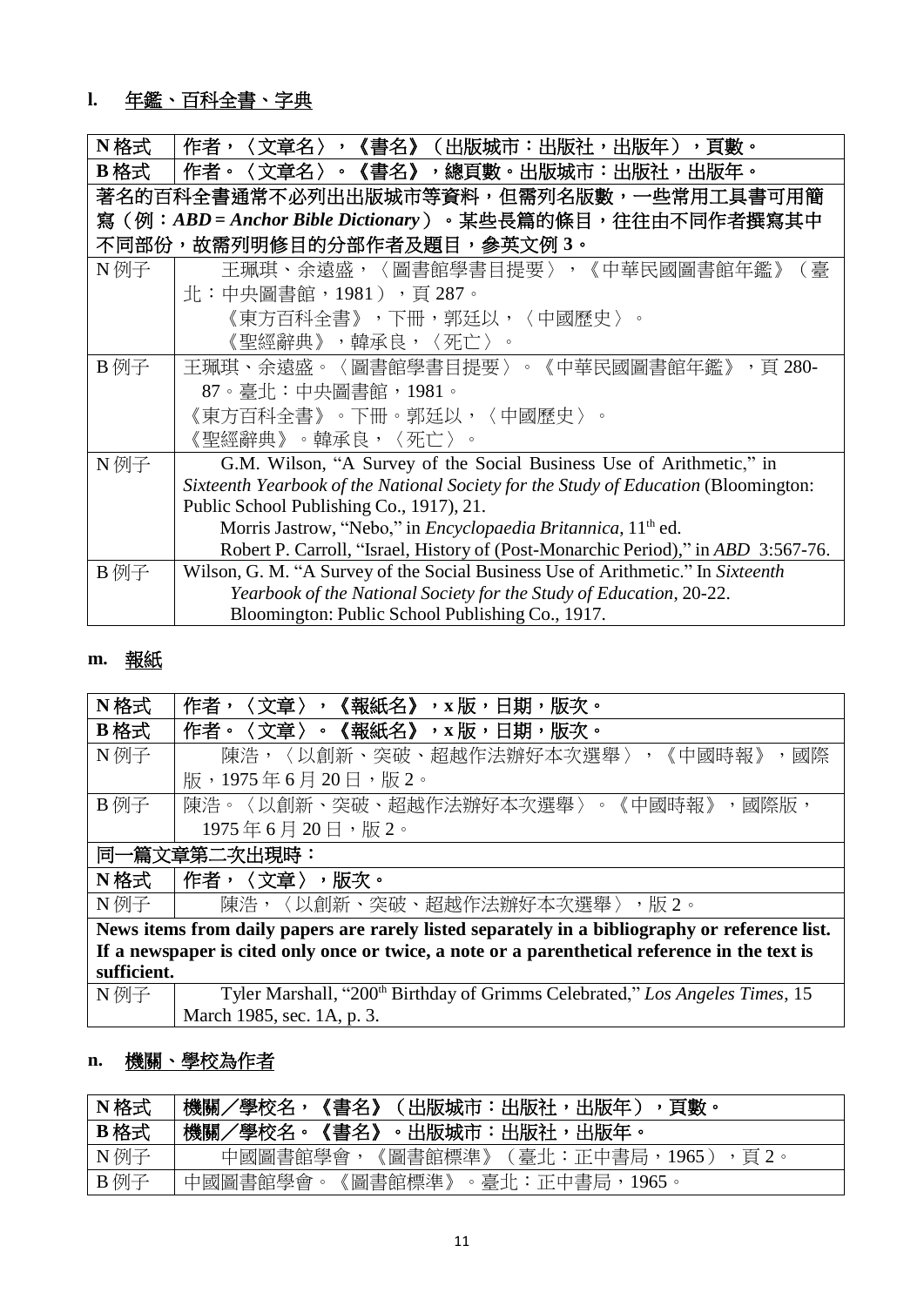### l. 年鑑、百科全書、字典

| | |
|---|---|
| **N 格式** | **作者，〈文章名〉，《書名》（出版城市：出版社，出版年），頁數。** |
| **B 格式** | **作者。〈文章名〉。《書名》，總頁數。出版城市：出版社，出版年。** |
| **著名的百科全書通常不必列出出版城市等資料，但需列名版數，一些常用工具書可用簡寫（例：*ABD* = *Anchor Bible Dictionary*）。某些長篇的條目，往往由不同作者撰寫其中不同部份，故需列明修目的分部作者及題目，參英文例 3。** | |
| N 例子 | 王珮琪、余遠盛，〈圖書館學書目提要〉，《中華民國圖書館年鑑》（臺北：中央圖書館，1981），頁 287。<br>《東方百科全書》，下冊，郭廷以，〈中國歷史〉。<br>《聖經辭典》，韓承良，〈死亡〉。 |
| B 例子 | 王珮琪、余遠盛。〈圖書館學書目提要〉。《中華民國圖書館年鑑》，頁 280-87。臺北：中央圖書館，1981。<br>《東方百科全書》。下冊。郭廷以，〈中國歷史〉。<br>《聖經辭典》。韓承良，〈死亡〉。 |
| N 例子 | G.M. Wilson, “A Survey of the Social Business Use of Arithmetic,” in *Sixteenth Yearbook of the National Society for the Study of Education* (Bloomington: Public School Publishing Co., 1917), 21.<br>Morris Jastrow, “Nebo,” in *Encyclopaedia Britannica*, 11th ed.<br>Robert P. Carroll, “Israel, History of (Post-Monarchic Period),” in *ABD* 3:567-76. |
| B 例子 | Wilson, G. M. “A Survey of the Social Business Use of Arithmetic.” In *Sixteenth Yearbook of the National Society for the Study of Education*, 20-22. Bloomington: Public School Publishing Co., 1917. |

### m. 報紙

| | |
|---|---|
| **N 格式** | **作者，〈文章〉，《報紙名》，x 版，日期，版次。** |
| **B 格式** | **作者。〈文章〉。《報紙名》，x 版，日期，版次。** |
| N 例子 | 陳浩，〈以創新、突破、超越作法辦好本次選舉〉，《中國時報》，國際版，1975 年 6 月 20 日，版 2。 |
| B 例子 | 陳浩。〈以創新、突破、超越作法辦好本次選舉〉。《中國時報》，國際版，1975 年 6 月 20 日，版 2。 |
| **同一篇文章第二次出現時：** | |
| **N 格式** | **作者，〈文章〉，版次。** |
| N 例子 | 陳浩，〈以創新、突破、超越作法辦好本次選舉〉，版 2。 |
| **News items from daily papers are rarely listed separately in a bibliography or reference list. If a newspaper is cited only once or twice, a note or a parenthetical reference in the text is sufficient.** | |
| N 例子 | Tyler Marshall, “200th Birthday of Grimms Celebrated,” *Los Angeles Times*, 15 March 1985, sec. 1A, p. 3. |

### n. 機關、學校為作者

| | |
|---|---|
| **N 格式** | **機關／學校名，《書名》（出版城市：出版社，出版年），頁數。** |
| **B 格式** | **機關／學校名。《書名》。出版城市：出版社，出版年。** |
| N 例子 | 中國圖書館學會，《圖書館標準》（臺北：正中書局，1965），頁 2。 |
| B 例子 | 中國圖書館學會。《圖書館標準》。臺北：正中書局，1965。 |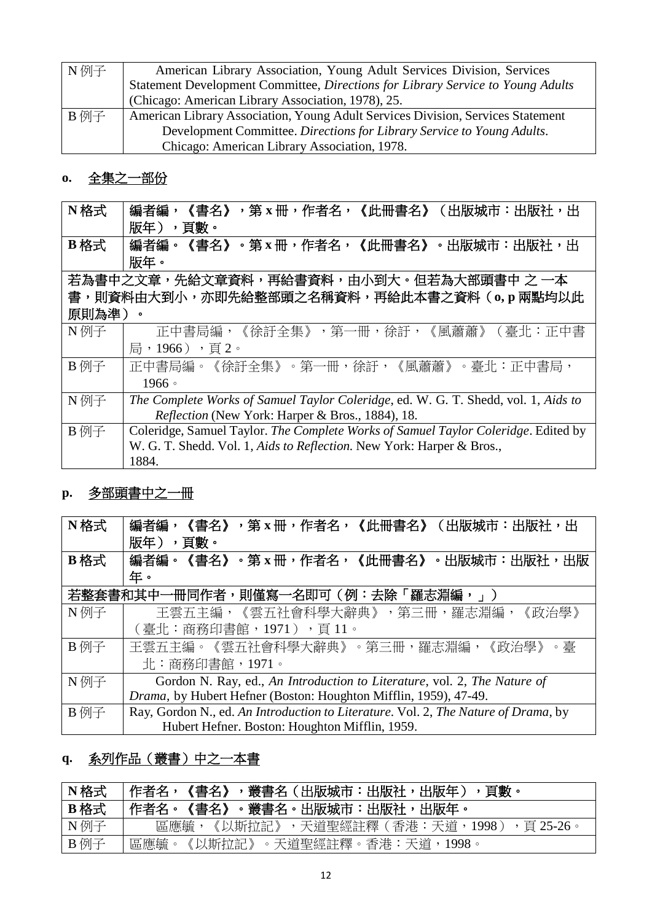| | |
|---|---|
| N 例子 | American Library Association, Young Adult Services Division, Services Statement Development Committee, *Directions for Library Service to Young Adults* (Chicago: American Library Association, 1978), 25. |
| B 例子 | American Library Association, Young Adult Services Division, Services Statement Development Committee. *Directions for Library Service to Young Adults*. Chicago: American Library Association, 1978. |

## o. 全集之一部份

| | |
|---|---|
| **N 格式** | **編者編，《書名》，第 x 冊，作者名，《此冊書名》（出版城市：出版社，出版年），頁數。** |
| **B 格式** | **編者編。《書名》。第 x 冊，作者名，《此冊書名》。出版城市：出版社，出版年。** |
| **若為書中之文章，先給文章資料，再給書資料，由小到大。但若為大部頭書中 之 一本書，則資料由大到小，亦即先給整部頭之名稱資料，再給此本書之資料（o, p 兩點均以此原則為準）。** | |
| N 例子 | 正中書局編，《徐訏全集》，第一冊，徐訏，《風蕭蕭》（臺北：正中書局，1966），頁 2。 |
| B 例子 | 正中書局編。《徐訏全集》。第一冊，徐訏，《風蕭蕭》。臺北：正中書局，1966。 |
| N 例子 | *The Complete Works of Samuel Taylor Coleridge*, ed. W. G. T. Shedd, vol. 1, *Aids to Reflection* (New York: Harper & Bros., 1884), 18. |
| B 例子 | Coleridge, Samuel Taylor. *The Complete Works of Samuel Taylor Coleridge*. Edited by W. G. T. Shedd. Vol. 1, *Aids to Reflection.* New York: Harper & Bros., 1884. |

## p. 多部頭書中之一冊

| | |
|---|---|
| **N 格式** | **編者編，《書名》，第 x 冊，作者名，《此冊書名》（出版城市：出版社，出版年），頁數。** |
| **B 格式** | **編者編。《書名》。第 x 冊，作者名，《此冊書名》。出版城市：出版社，出版年。** |
| **若整套書和其中一冊同作者，則僅寫一名即可（例：去除「羅志淵編，」）** | |
| N 例子 | 王雲五主編，《雲五社會科學大辭典》，第三冊，羅志淵編，《政治學》（臺北：商務印書館，1971），頁 11。 |
| B 例子 | 王雲五主編。《雲五社會科學大辭典》。第三冊，羅志淵編，《政治學》。臺北：商務印書館，1971。 |
| N 例子 | Gordon N. Ray, ed., *An Introduction to Literature*, vol. 2, *The Nature of Drama*, by Hubert Hefner (Boston: Houghton Mifflin, 1959), 47-49. |
| B 例子 | Ray, Gordon N., ed. *An Introduction to Literature*. Vol. 2, *The Nature of Drama*, by Hubert Hefner. Boston: Houghton Mifflin, 1959. |

## q. 系列作品（叢書）中之一本書

| | |
|---|---|
| **N 格式** | **作者名，《書名》，叢書名（出版城市：出版社，出版年），頁數。** |
| **B 格式** | **作者名。《書名》。叢書名。出版城市：出版社，出版年。** |
| N 例子 | 區應毓，《以斯拉記》，天道聖經註釋（香港：天道，1998），頁 25-26。 |
| B 例子 | 區應毓。《以斯拉記》。天道聖經註釋。香港：天道，1998。 |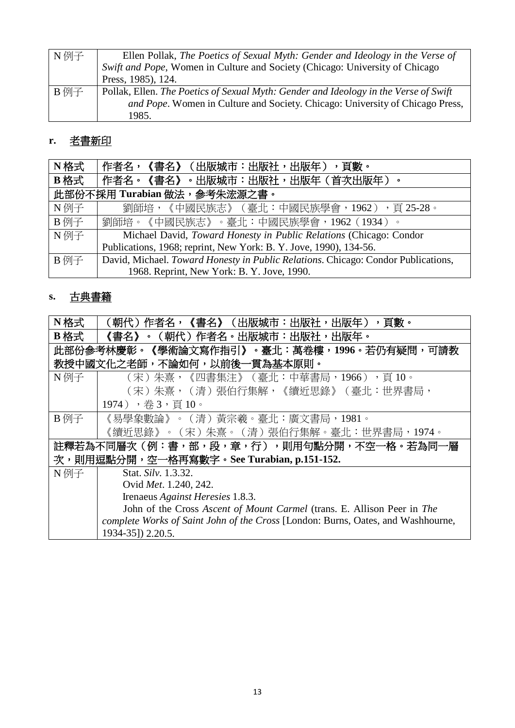| N 例子 | Ellen Pollak, *The Poetics of Sexual Myth: Gender and Ideology in the Verse of Swift and Pope*, Women in Culture and Society (Chicago: University of Chicago Press, 1985), 124. |
|---|---|
| B 例子 | Pollak, Ellen. *The Poetics of Sexual Myth: Gender and Ideology in the Verse of Swift and Pope*. Women in Culture and Society. Chicago: University of Chicago Press, 1985. |

## r. 老書新印

| **N 格式** | **作者名，《書名》（出版城市：出版社，出版年），頁數。** |
|---|---|
| **B 格式** | **作者名。《書名》。出版城市：出版社，出版年（首次出版年）。** |
| **此部份不採用 Turabian 做法，參考朱浤源之書。** | |
| N 例子 | 劉師培，《中國民族志》（臺北：中國民族學會，1962），頁 25-28。 |
| B 例子 | 劉師培。《中國民族志》。臺北：中國民族學會，1962（1934）。 |
| N 例子 | Michael David, *Toward Honesty in Public Relations* (Chicago: Condor Publications, 1968; reprint, New York: B. Y. Jove, 1990), 134-56. |
| B 例子 | David, Michael. *Toward Honesty in Public Relations*. Chicago: Condor Publications, 1968. Reprint, New York: B. Y. Jove, 1990. |

## s. 古典書籍

| **N 格式** | **（朝代）作者名，《書名》（出版城市：出版社，出版年），頁數。** |
|---|---|
| **B 格式** | **《書名》。（朝代）作者名。出版城市：出版社，出版年。** |
| **此部份參考林慶彰。《學術論文寫作指引》。臺北：萬卷樓，1996。若仍有疑問，可請教教授中國文化之老師，不論如何，以前後一貫為基本原則。** | |
| N 例子 | （宋）朱熹，《四書集注》（臺北：中華書局，1966），頁 10。<br>（宋）朱熹，（清）張伯行集解，《續近思錄》（臺北：世界書局，1974），卷 3，頁 10。 |
| B 例子 | 《易學象數論》。（清）黃宗羲。臺北：廣文書局，1981。<br>《續近思錄》。（宋）朱熹。（清）張伯行集解。臺北：世界書局，1974。 |
| **註釋若為不同層次（例：書，部，段，章，行），則用句點分開，不空一格。若為同一層次，則用逗點分開，空一格再寫數字。See Turabian, p.151-152.** | |
| N 例子 | Stat. *Silv*. 1.3.32.<br>Ovid *Met*. 1.240, 242.<br>Irenaeus *Against Heresies* 1.8.3.<br>John of the Cross *Ascent of Mount Carmel* (trans. E. Allison Peer in *The complete Works of Saint John of the Cross* [London: Burns, Oates, and Washhourne, 1934-35]) 2.20.5. |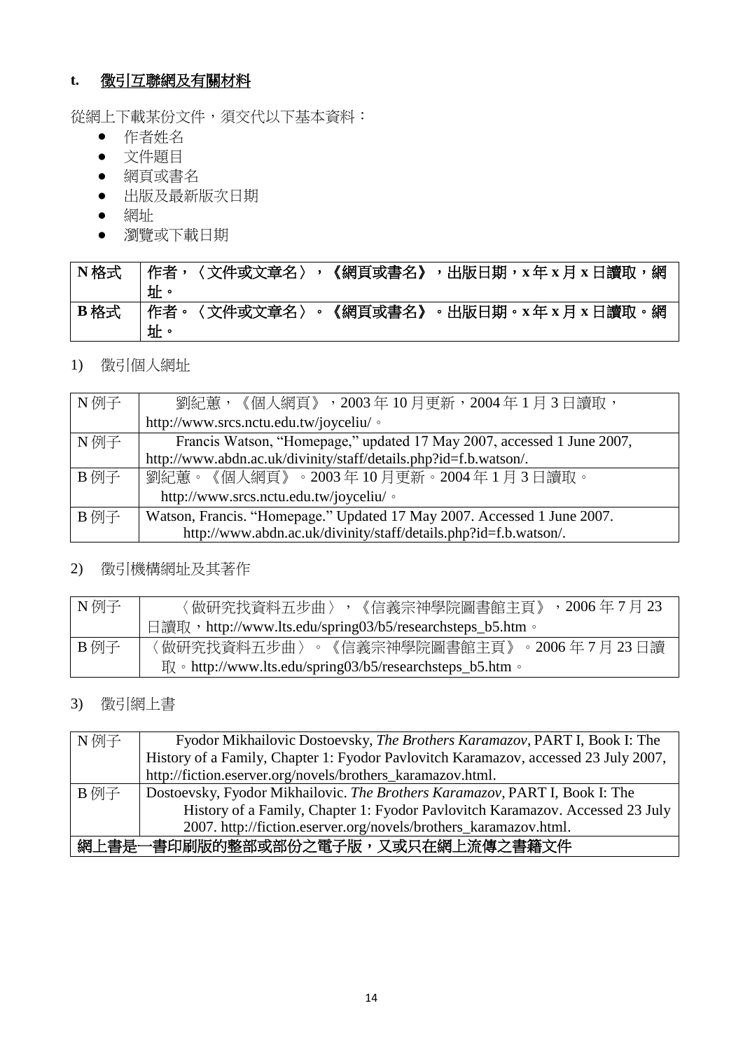### **t.** 徵引互聯網及有關材料

從網上下載某份文件，須交代以下基本資料：

- 作者姓名
- 文件題目
- 網頁或書名
- 出版及最新版次日期
- 網址
- 瀏覽或下載日期

| | |
|---|---|
| **N 格式** | **作者，〈文件或文章名〉，《網頁或書名》，出版日期，x 年 x 月 x 日讀取，網址。** |
| **B 格式** | **作者。〈文件或文章名〉。《網頁或書名》。出版日期。x 年 x 月 x 日讀取。網址。** |

1) 徵引個人網址

| | |
|---|---|
| N 例子 | 劉紀蕙，《個人網頁》，2003 年 10 月更新，2004 年 1 月 3 日讀取，http://www.srcs.nctu.edu.tw/joyceliu/。 |
| N 例子 | Francis Watson, “Homepage,” updated 17 May 2007, accessed 1 June 2007, http://www.abdn.ac.uk/divinity/staff/details.php?id=f.b.watson/. |
| B 例子 | 劉紀蕙。《個人網頁》。2003 年 10 月更新。2004 年 1 月 3 日讀取。http://www.srcs.nctu.edu.tw/joyceliu/。 |
| B 例子 | Watson, Francis. “Homepage.” Updated 17 May 2007. Accessed 1 June 2007. http://www.abdn.ac.uk/divinity/staff/details.php?id=f.b.watson/. |

2) 徵引機構網址及其著作

| | |
|---|---|
| N 例子 | 〈做研究找資料五步曲〉，《信義宗神學院圖書館主頁》，2006 年 7 月 23 日讀取，http://www.lts.edu/spring03/b5/researchsteps_b5.htm。 |
| B 例子 | 〈做研究找資料五步曲〉。《信義宗神學院圖書館主頁》。2006 年 7 月 23 日讀取。http://www.lts.edu/spring03/b5/researchsteps_b5.htm。 |

3) 徵引網上書

| | |
|---|---|
| N 例子 | Fyodor Mikhailovic Dostoevsky, *The Brothers Karamazov*, PART I, Book I: The History of a Family, Chapter 1: Fyodor Pavlovitch Karamazov, accessed 23 July 2007, http://fiction.eserver.org/novels/brothers_karamazov.html. |
| B 例子 | Dostoevsky, Fyodor Mikhailovic. *The Brothers Karamazov*, PART I, Book I: The History of a Family, Chapter 1: Fyodor Pavlovitch Karamazov. Accessed 23 July 2007. http://fiction.eserver.org/novels/brothers_karamazov.html. |
| **網上書是一書印刷版的整部或部份之電子版，又或只在網上流傳之書籍文件** | |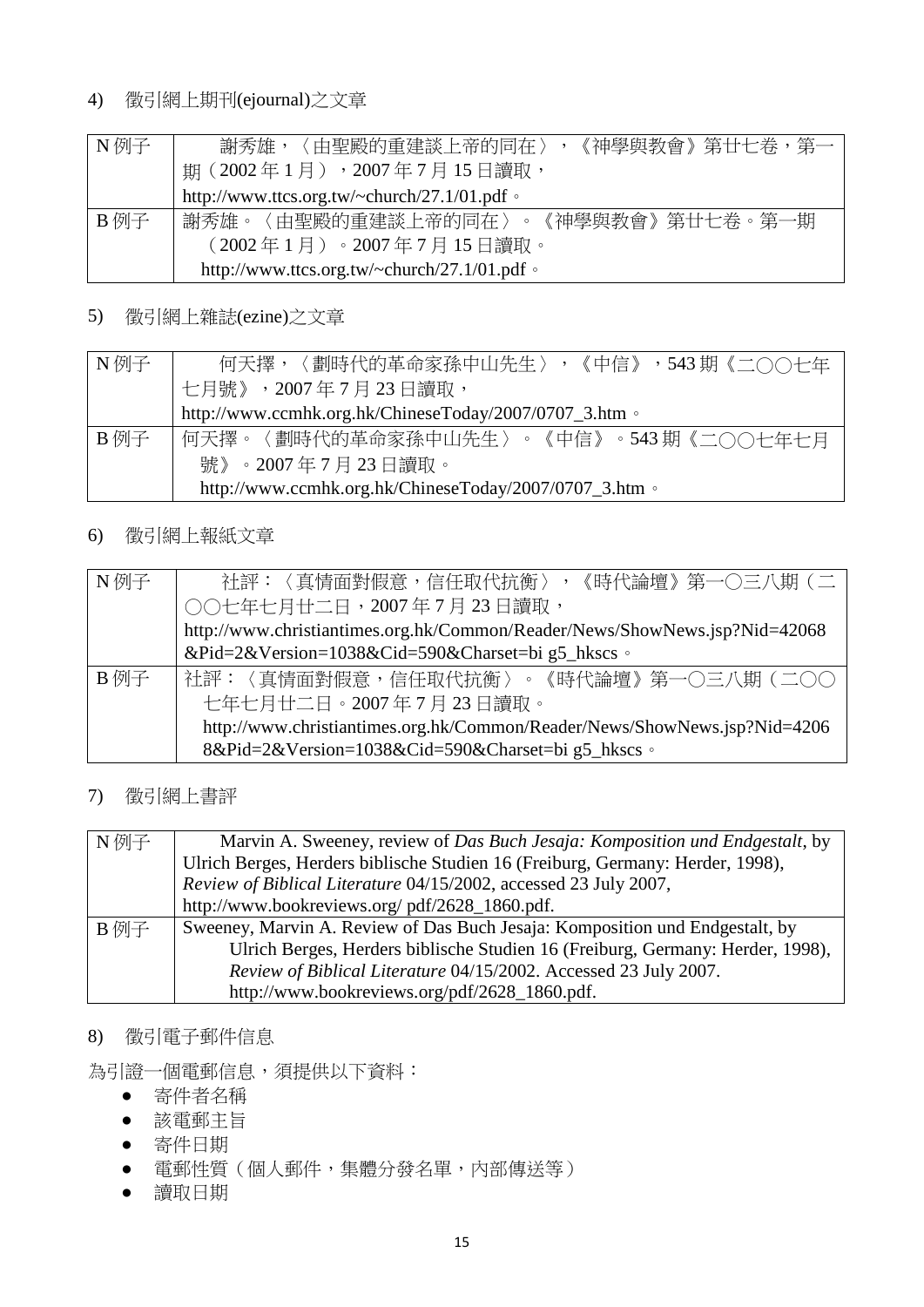4) 徵引網上期刊(ejournal)之文章

| N 例子 | 謝秀雄，〈由聖殿的重建談上帝的同在〉，《神學與教會》第廿七卷，第一期（2002 年 1 月），2007 年 7 月 15 日讀取，http://www.ttcs.org.tw/~church/27.1/01.pdf。 |
|---|---|
| B 例子 | 謝秀雄。〈由聖殿的重建談上帝的同在〉。《神學與教會》第廿七卷。第一期（2002 年 1 月）。2007 年 7 月 15 日讀取。http://www.ttcs.org.tw/~church/27.1/01.pdf。 |

5) 徵引網上雜誌(ezine)之文章

| N 例子 | 何天擇，〈劃時代的革命家孫中山先生〉，《中信》，543 期《二〇〇七年七月號》，2007 年 7 月 23 日讀取，http://www.ccmhk.org.hk/ChineseToday/2007/0707_3.htm。 |
|---|---|
| B 例子 | 何天擇。〈劃時代的革命家孫中山先生〉。《中信》。543 期《二〇〇七年七月號》。2007 年 7 月 23 日讀取。http://www.ccmhk.org.hk/ChineseToday/2007/0707_3.htm。 |

6) 徵引網上報紙文章

| N 例子 | 社評：〈真情面對假意，信任取代抗衡〉，《時代論壇》第一〇三八期（二〇〇七年七月廿二日，2007 年 7 月 23 日讀取，http://www.christiantimes.org.hk/Common/Reader/News/ShowNews.jsp?Nid=42068&Pid=2&Version=1038&Cid=590&Charset=bi g5_hkscs。 |
|---|---|
| B 例子 | 社評：〈真情面對假意，信任取代抗衡〉。《時代論壇》第一〇三八期（二〇〇七年七月廿二日。2007 年 7 月 23 日讀取。http://www.christiantimes.org.hk/Common/Reader/News/ShowNews.jsp?Nid=42068&Pid=2&Version=1038&Cid=590&Charset=bi g5_hkscs。 |

7) 徵引網上書評

| N 例子 | Marvin A. Sweeney, review of *Das Buch Jesaja: Komposition und Endgestalt*, by Ulrich Berges, Herders biblische Studien 16 (Freiburg, Germany: Herder, 1998), *Review of Biblical Literature* 04/15/2002, accessed 23 July 2007, http://www.bookreviews.org/ pdf/2628_1860.pdf. |
|---|---|
| B 例子 | Sweeney, Marvin A. Review of Das Buch Jesaja: Komposition und Endgestalt, by Ulrich Berges, Herders biblische Studien 16 (Freiburg, Germany: Herder, 1998), *Review of Biblical Literature* 04/15/2002. Accessed 23 July 2007. http://www.bookreviews.org/pdf/2628_1860.pdf. |

8) 徵引電子郵件信息

為引證一個電郵信息，須提供以下資料：

- 寄件者名稱
- 該電郵主旨
- 寄件日期
- 電郵性質（個人郵件，集體分發名單，內部傳送等）
- 讀取日期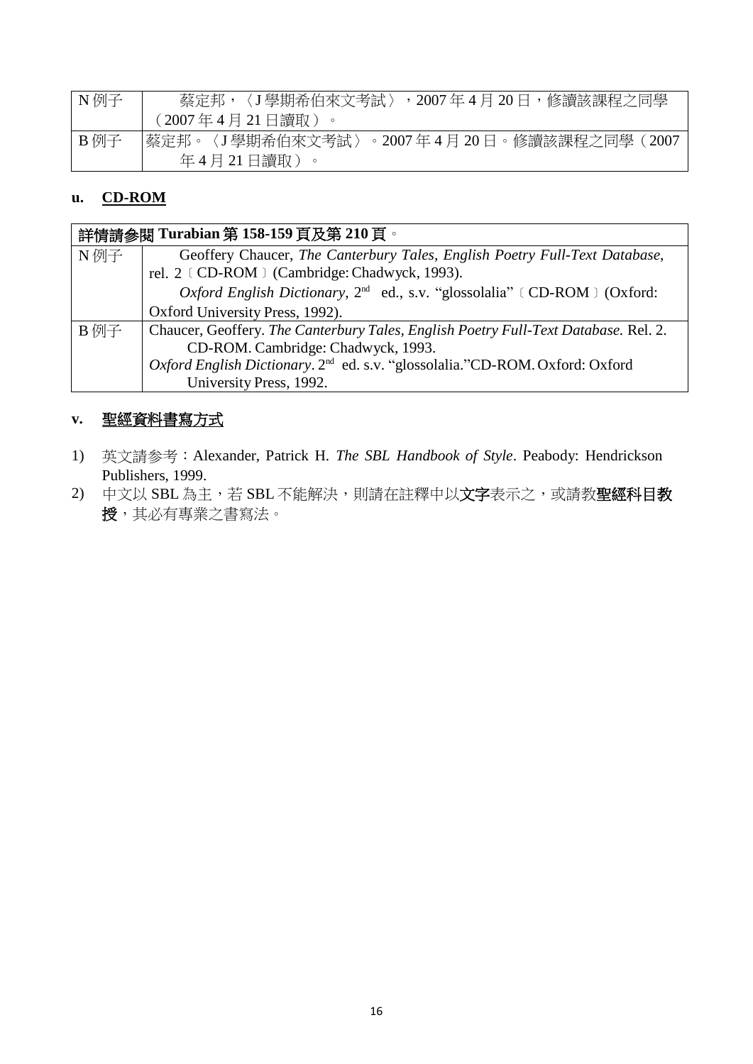| N 例子 | 蔡定邦，〈J 學期希伯來文考試〉，2007 年 4 月 20 日，修讀該課程之同學（2007 年 4 月 21 日讀取）。 |
|---|---|
| B 例子 | 蔡定邦。〈J 學期希伯來文考試〉。2007 年 4 月 20 日。修讀該課程之同學（2007 年 4 月 21 日讀取）。 |

## u. CD-ROM

| **詳情請參閱 Turabian 第 158-159 頁及第 210 頁。** | |
|---|---|
| N 例子 | Geoffery Chaucer, *The Canterbury Tales, English Poetry Full-Text Database*, rel. 2〔CD-ROM〕(Cambridge: Chadwyck, 1993).<br>*Oxford English Dictionary*, 2nd ed., s.v. "glossolalia"〔CD-ROM〕(Oxford: Oxford University Press, 1992). |
| B 例子 | Chaucer, Geoffery. *The Canterbury Tales, English Poetry Full-Text Database.* Rel. 2. CD-ROM. Cambridge: Chadwyck, 1993.<br>*Oxford English Dictionary*. 2nd ed. s.v. "glossolalia."CD-ROM. Oxford: Oxford University Press, 1992. |

## v. 聖經資料書寫方式

1) 英文請參考：Alexander, Patrick H. *The SBL Handbook of Style*. Peabody: Hendrickson Publishers, 1999.
2) 中文以 SBL 為主，若 SBL 不能解決，則請在註釋中以**文字**表示之，或請教**聖經科目教授**，其必有專業之書寫法。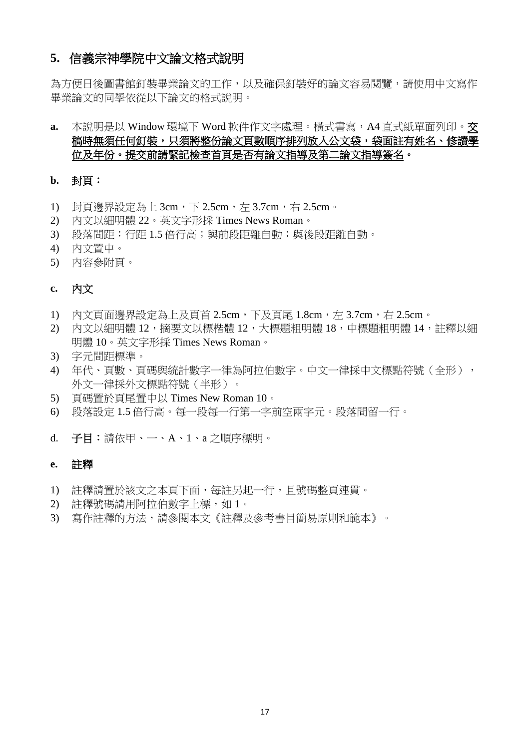## 5. 信義宗神學院中文論文格式說明

為方便日後圖書館釘裝畢業論文的工作，以及確保釘裝好的論文容易閱覽，請使用中文寫作畢業論文的同學依從以下論文的格式說明。

**a.** 本說明是以 Window 環境下 Word 軟件作文字處理。橫式書寫，A4 直式紙單面列印。<u>**交稿時無須任何釘裝，只須將整份論文頁數順序排列放入公文袋，袋面註有姓名、修讀學位及年份。提交前請緊記檢查首頁是否有論文指導及第二論文指導簽名**</u>**。**

**b. 封頁：**

1) 封頁邊界設定為上 3cm，下 2.5cm，左 3.7cm，右 2.5cm。
2) 內文以細明體 22。英文字形採 Times News Roman。
3) 段落間距：行距 1.5 倍行高；與前段距離自動；與後段距離自動。
4) 內文置中。
5) 內容參附頁。

**c. 內文**

1) 內文頁面邊界設定為上及頁首 2.5cm，下及頁尾 1.8cm，左 3.7cm，右 2.5cm。
2) 內文以細明體 12，摘要文以標楷體 12，大標題粗明體 18，中標題粗明體 14，註釋以細明體 10。英文字形採 Times News Roman。
3) 字元間距標準。
4) 年代、頁數、頁碼與統計數字一律為阿拉伯數字。中文一律採中文標點符號（全形），外文一律採外文標點符號（半形）。
5) 頁碼置於頁尾置中以 Times New Roman 10。
6) 段落設定 1.5 倍行高。每一段每一行第一字前空兩字元。段落間留一行。

d. **子目：**請依甲、一、A、1、a 之順序標明。

**e. 註釋**

1) 註釋請置於該文之本頁下面，每註另起一行，且號碼整頁連貫。
2) 註釋號碼請用阿拉伯數字上標，如 1。
3) 寫作註釋的方法，請參閱本文《註釋及參考書目簡易原則和範本》。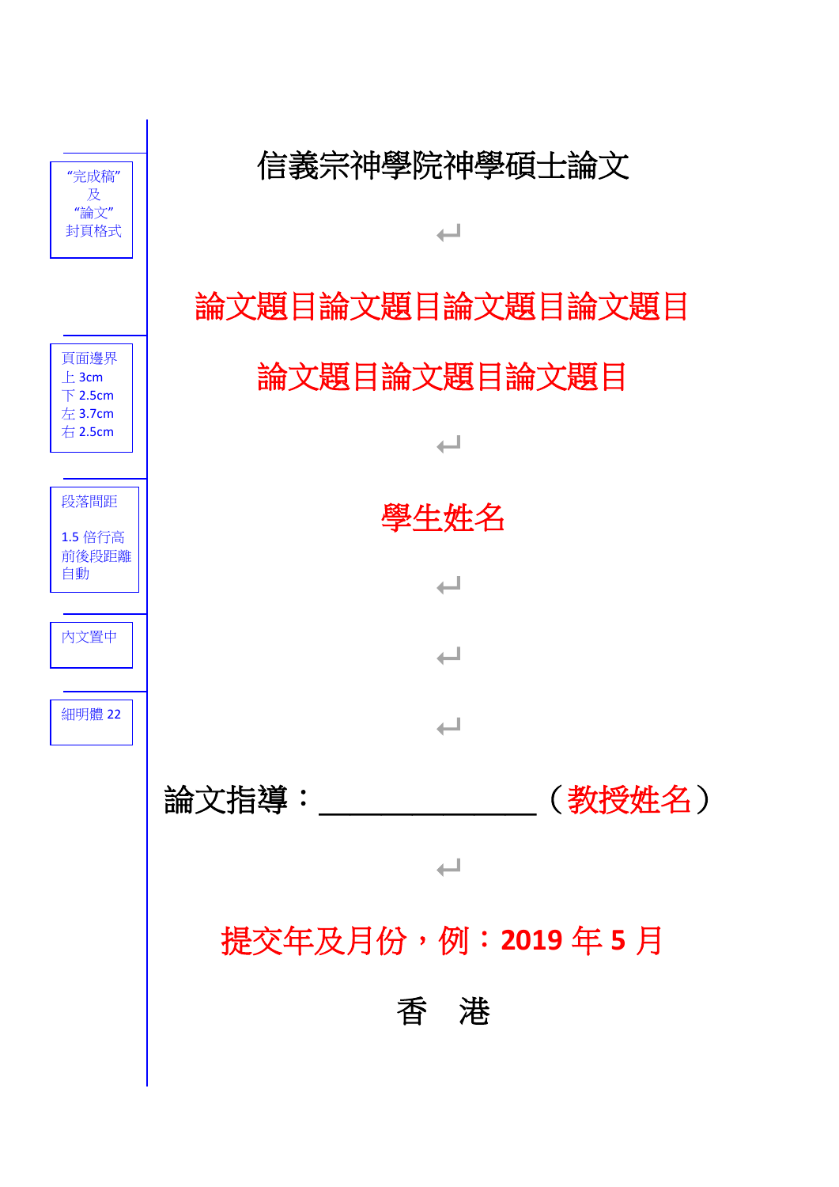“完成稿”
及
“論文”
封頁格式

頁面邊界
上 3cm
下 2.5cm
左 3.7cm
右 2.5cm

段落間距

1.5 倍行高
前後段距離
自動

內文置中

細明體 22

信義宗神學院神學碩士論文

論文題目論文題目論文題目論文題目

論文題目論文題目論文題目

學生姓名

論文指導：______________（教授姓名）

**提交年及月份，例：2019 年 5 月**

香　港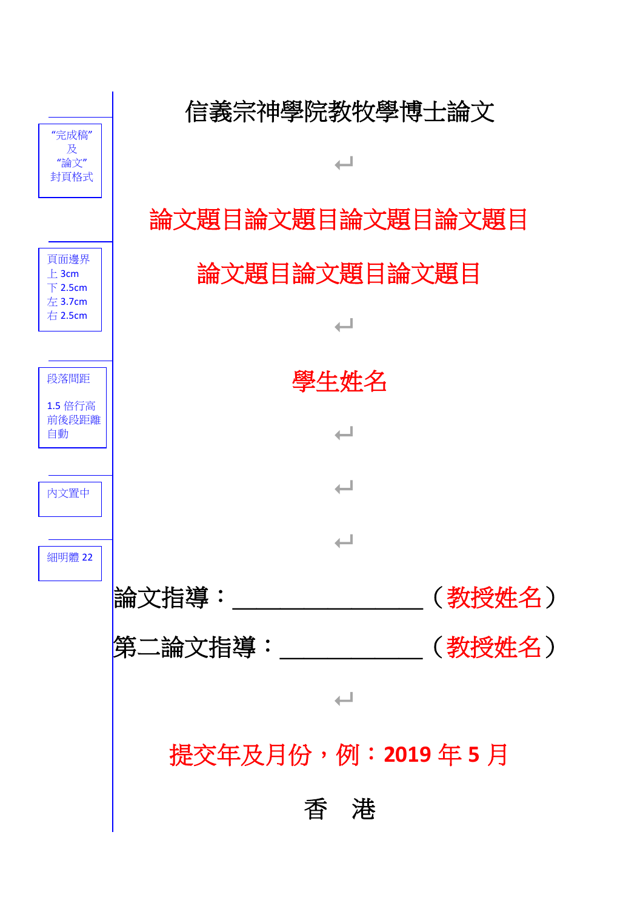“完成稿”及“論文”封頁格式

頁面邊界
上 3cm
下 2.5cm
左 3.7cm
右 2.5cm

段落間距

1.5 倍行高
前後段距離自動

內文置中

細明體 22

# 信義宗神學院教牧學博士論文

## 論文題目論文題目論文題目論文題目
## 論文題目論文題目論文題目

學生姓名

論文指導：\_\_\_\_\_\_\_\_\_\_\_\_\_\_\_\_（教授姓名）

第二論文指導：\_\_\_\_\_\_\_\_\_\_\_\_（教授姓名）

提交年及月份，例：2019 年 5 月

香　港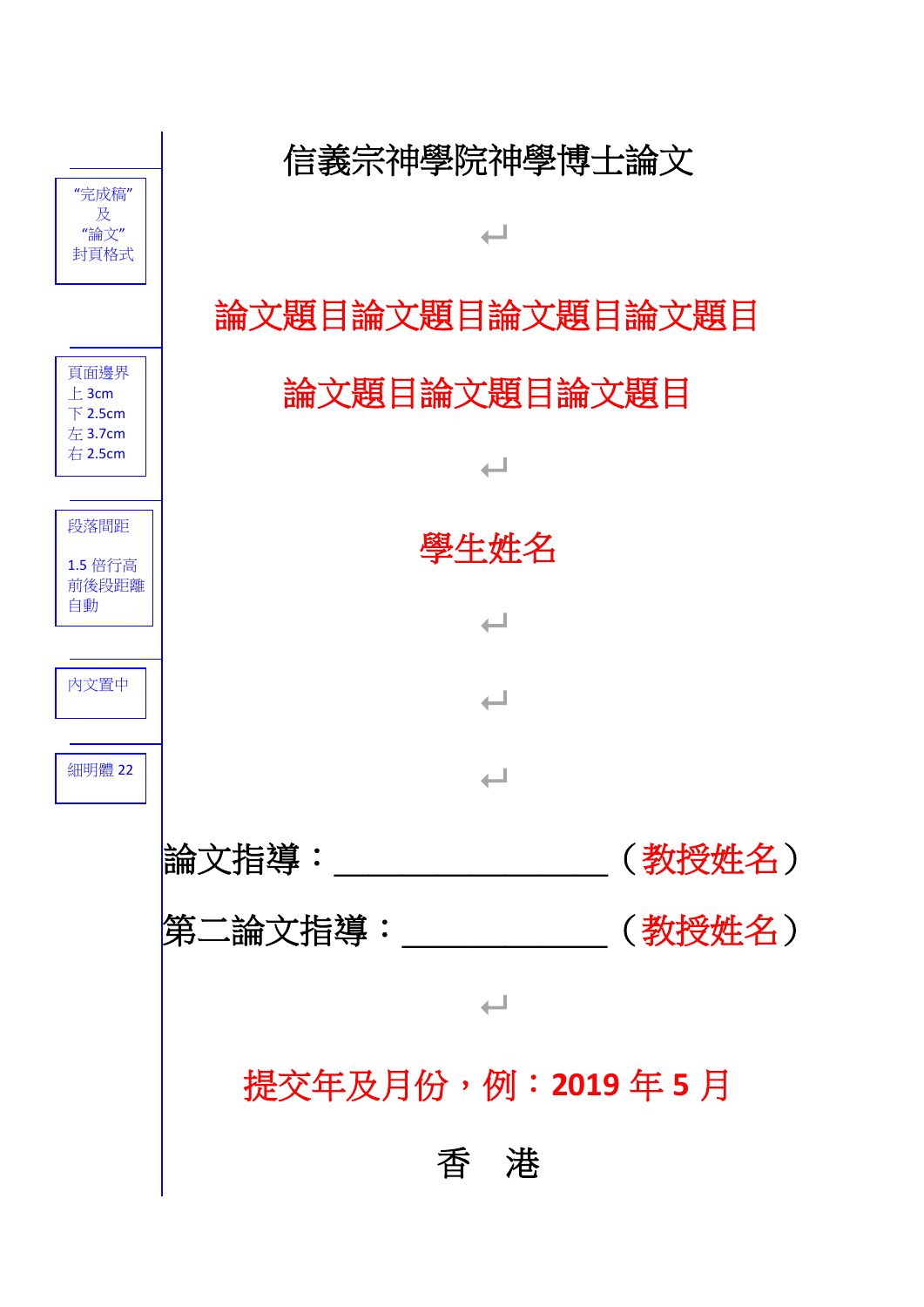"完成稿"
及
"論文"
封頁格式

頁面邊界
上 3cm
下 2.5cm
左 3.7cm
右 2.5cm

段落間距

1.5 倍行高
前後段距離
自動

內文置中

細明體 22

# 信義宗神學院神學博士論文

# 論文題目論文題目論文題目論文題目

# 論文題目論文題目論文題目

## 學生姓名

論文指導：_________________（教授姓名）

第二論文指導：_____________（教授姓名）

提交年及月份，例：2019 年 5 月

香　港